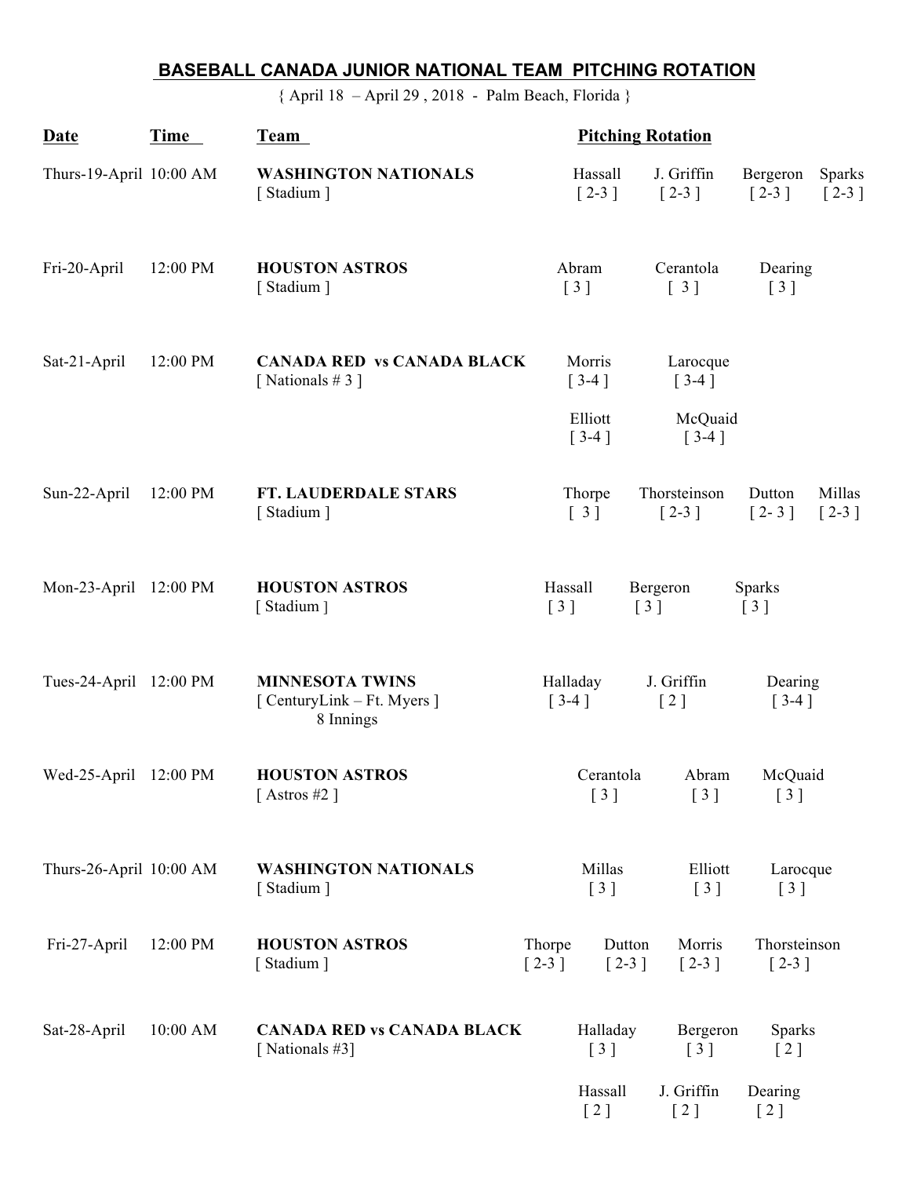## BASEBALL CANADA JUNIOR NATIONAL TEAM PITCHING ROTATION

{ April 18 – April 29 , 2018 - Palm Beach, Florida }

| Date | Time | Team | Pitching Rotation | | | |
|---|---|---|---|---|---|---|
| Thurs-19-April | 10:00 AM | **WASHINGTON NATIONALS** [ Stadium ] | Hassall [ 2-3 ] | J. Griffin [ 2-3 ] | Bergeron [ 2-3 ] | Sparks [ 2-3 ] |
| Fri-20-April | 12:00 PM | **HOUSTON ASTROS** [ Stadium ] | Abram [ 3 ] | Cerantola [ 3 ] | Dearing [ 3 ] | |
| Sat-21-April | 12:00 PM | **CANADA RED vs CANADA BLACK** [ Nationals # 3 ] | Morris [ 3-4 ] | Larocque [ 3-4 ] | | |
| | | | Elliott [ 3-4 ] | McQuaid [ 3-4 ] | | |
| Sun-22-April | 12:00 PM | **FT. LAUDERDALE STARS** [ Stadium ] | Thorpe [ 3 ] | Thorsteinson [ 2-3 ] | Dutton [ 2- 3 ] | Millas [ 2-3 ] |
| Mon-23-April | 12:00 PM | **HOUSTON ASTROS** [ Stadium ] | Hassall [ 3 ] | Bergeron [ 3 ] | Sparks [ 3 ] | |
| Tues-24-April | 12:00 PM | **MINNESOTA TWINS** [ CenturyLink – Ft. Myers ] 8 Innings | Halladay [ 3-4 ] | J. Griffin [ 2 ] | Dearing [ 3-4 ] | |
| Wed-25-April | 12:00 PM | **HOUSTON ASTROS** [ Astros #2 ] | Cerantola [ 3 ] | Abram [ 3 ] | McQuaid [ 3 ] | |
| Thurs-26-April | 10:00 AM | **WASHINGTON NATIONALS** [ Stadium ] | Millas [ 3 ] | Elliott [ 3 ] | Larocque [ 3 ] | |
| Fri-27-April | 12:00 PM | **HOUSTON ASTROS** [ Stadium ] | Thorpe [ 2-3 ] | Dutton [ 2-3 ] | Morris [ 2-3 ] | Thorsteinson [ 2-3 ] |
| Sat-28-April | 10:00 AM | **CANADA RED vs CANADA BLACK** [ Nationals #3] | Halladay [ 3 ] | Bergeron [ 3 ] | Sparks [ 2 ] | |
| | | | Hassall [ 2 ] | J. Griffin [ 2 ] | Dearing [ 2 ] | |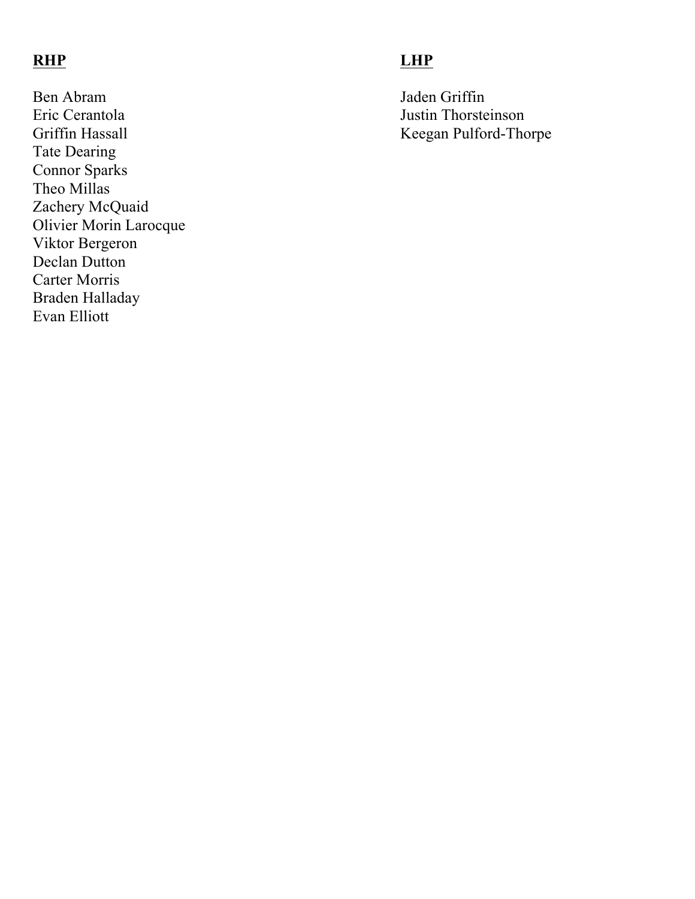**RHP**

Ben Abram
Eric Cerantola
Griffin Hassall
Tate Dearing
Connor Sparks
Theo Millas
Zachery McQuaid
Olivier Morin Larocque
Viktor Bergeron
Declan Dutton
Carter Morris
Braden Halladay
Evan Elliott

**LHP**

Jaden Griffin
Justin Thorsteinson
Keegan Pulford-Thorpe